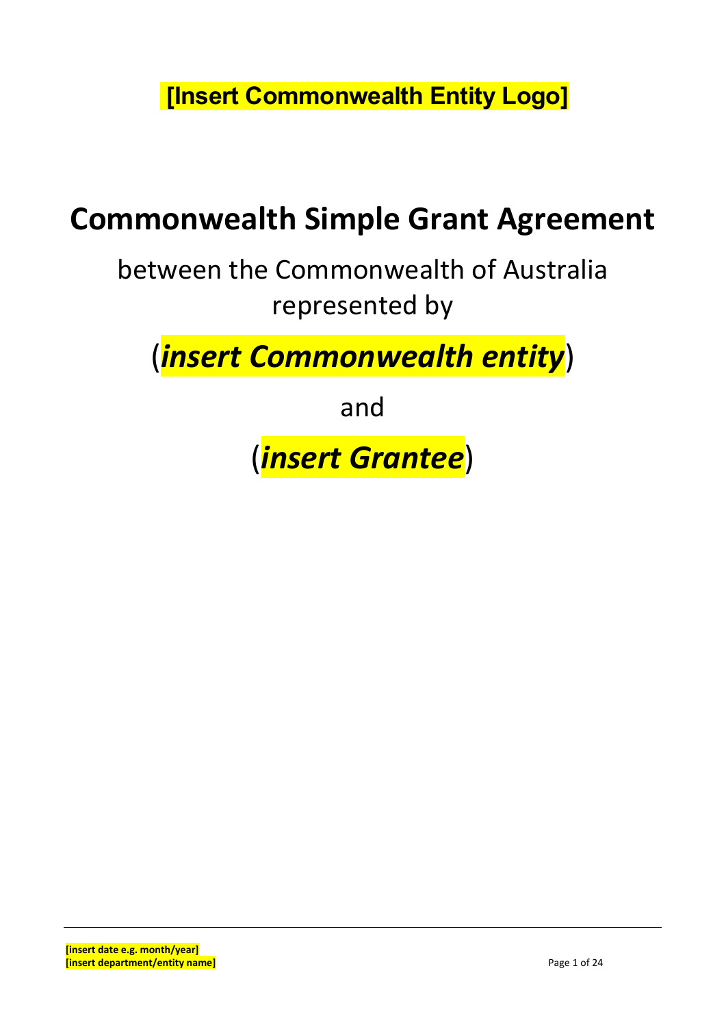**[Insert Commonwealth Entity Logo]**

# Commonwealth Simple Grant Agreement

between the Commonwealth of Australia represented by

## (***insert Commonwealth entity***)

and

## (***insert Grantee***)

**[insert date e.g. month/year]**
**[insert department/entity name]**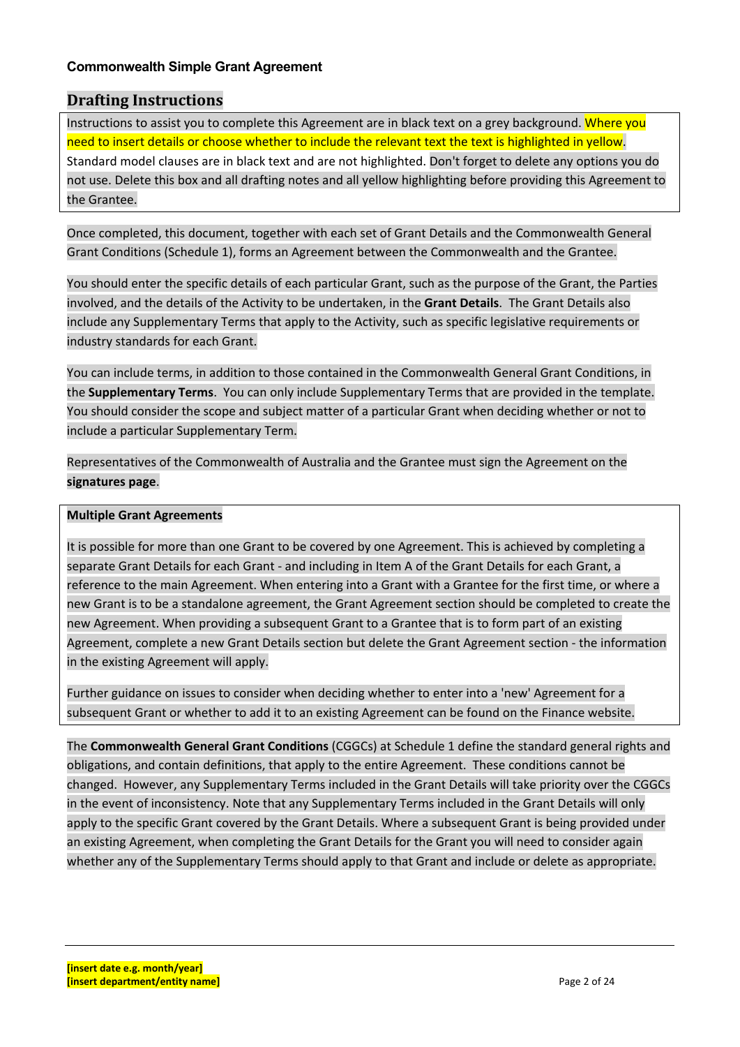**Commonwealth Simple Grant Agreement**

## Drafting Instructions

Instructions to assist you to complete this Agreement are in black text on a grey background. Where you need to insert details or choose whether to include the relevant text the text is highlighted in yellow. Standard model clauses are in black text and are not highlighted. Don't forget to delete any options you do not use. Delete this box and all drafting notes and all yellow highlighting before providing this Agreement to the Grantee.

Once completed, this document, together with each set of Grant Details and the Commonwealth General Grant Conditions (Schedule 1), forms an Agreement between the Commonwealth and the Grantee.

You should enter the specific details of each particular Grant, such as the purpose of the Grant, the Parties involved, and the details of the Activity to be undertaken, in the **Grant Details**. The Grant Details also include any Supplementary Terms that apply to the Activity, such as specific legislative requirements or industry standards for each Grant.

You can include terms, in addition to those contained in the Commonwealth General Grant Conditions, in the **Supplementary Terms**. You can only include Supplementary Terms that are provided in the template. You should consider the scope and subject matter of a particular Grant when deciding whether or not to include a particular Supplementary Term.

Representatives of the Commonwealth of Australia and the Grantee must sign the Agreement on the **signatures page**.

**Multiple Grant Agreements**

It is possible for more than one Grant to be covered by one Agreement. This is achieved by completing a separate Grant Details for each Grant - and including in Item A of the Grant Details for each Grant, a reference to the main Agreement. When entering into a Grant with a Grantee for the first time, or where a new Grant is to be a standalone agreement, the Grant Agreement section should be completed to create the new Agreement. When providing a subsequent Grant to a Grantee that is to form part of an existing Agreement, complete a new Grant Details section but delete the Grant Agreement section - the information in the existing Agreement will apply.

Further guidance on issues to consider when deciding whether to enter into a 'new' Agreement for a subsequent Grant or whether to add it to an existing Agreement can be found on the Finance website.

The **Commonwealth General Grant Conditions** (CGGCs) at Schedule 1 define the standard general rights and obligations, and contain definitions, that apply to the entire Agreement. These conditions cannot be changed. However, any Supplementary Terms included in the Grant Details will take priority over the CGGCs in the event of inconsistency. Note that any Supplementary Terms included in the Grant Details will only apply to the specific Grant covered by the Grant Details. Where a subsequent Grant is being provided under an existing Agreement, when completing the Grant Details for the Grant you will need to consider again whether any of the Supplementary Terms should apply to that Grant and include or delete as appropriate.

**[insert date e.g. month/year]**
**[insert department/entity name]**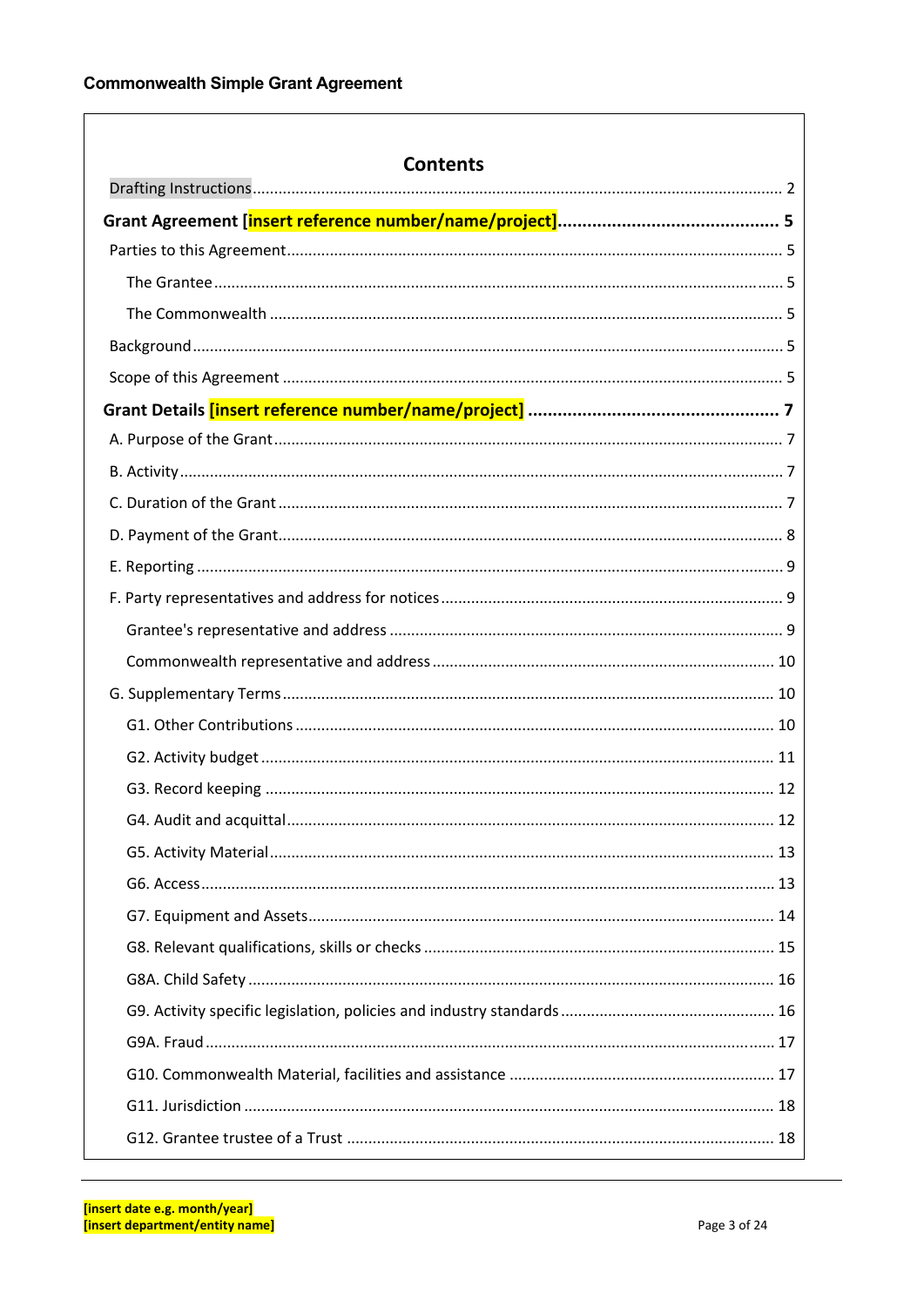**Commonwealth Simple Grant Agreement**

## Contents

Drafting Instructions ........ 2

**Grant Agreement [insert reference number/name/project] ........ 5**

Parties to this Agreement ........ 5

- The Grantee ........ 5
- The Commonwealth ........ 5

Background ........ 5

Scope of this Agreement ........ 5

**Grant Details [insert reference number/name/project] ........ 7**

A. Purpose of the Grant ........ 7

B. Activity ........ 7

C. Duration of the Grant ........ 7

D. Payment of the Grant ........ 8

E. Reporting ........ 9

F. Party representatives and address for notices ........ 9

- Grantee's representative and address ........ 9
- Commonwealth representative and address ........ 10

G. Supplementary Terms ........ 10

- G1. Other Contributions ........ 10
- G2. Activity budget ........ 11
- G3. Record keeping ........ 12
- G4. Audit and acquittal ........ 12
- G5. Activity Material ........ 13
- G6. Access ........ 13
- G7. Equipment and Assets ........ 14
- G8. Relevant qualifications, skills or checks ........ 15
- G8A. Child Safety ........ 16
- G9. Activity specific legislation, policies and industry standards ........ 16
- G9A. Fraud ........ 17
- G10. Commonwealth Material, facilities and assistance ........ 17
- G11. Jurisdiction ........ 18
- G12. Grantee trustee of a Trust ........ 18

**[insert date e.g. month/year]**
**[insert department/entity name]**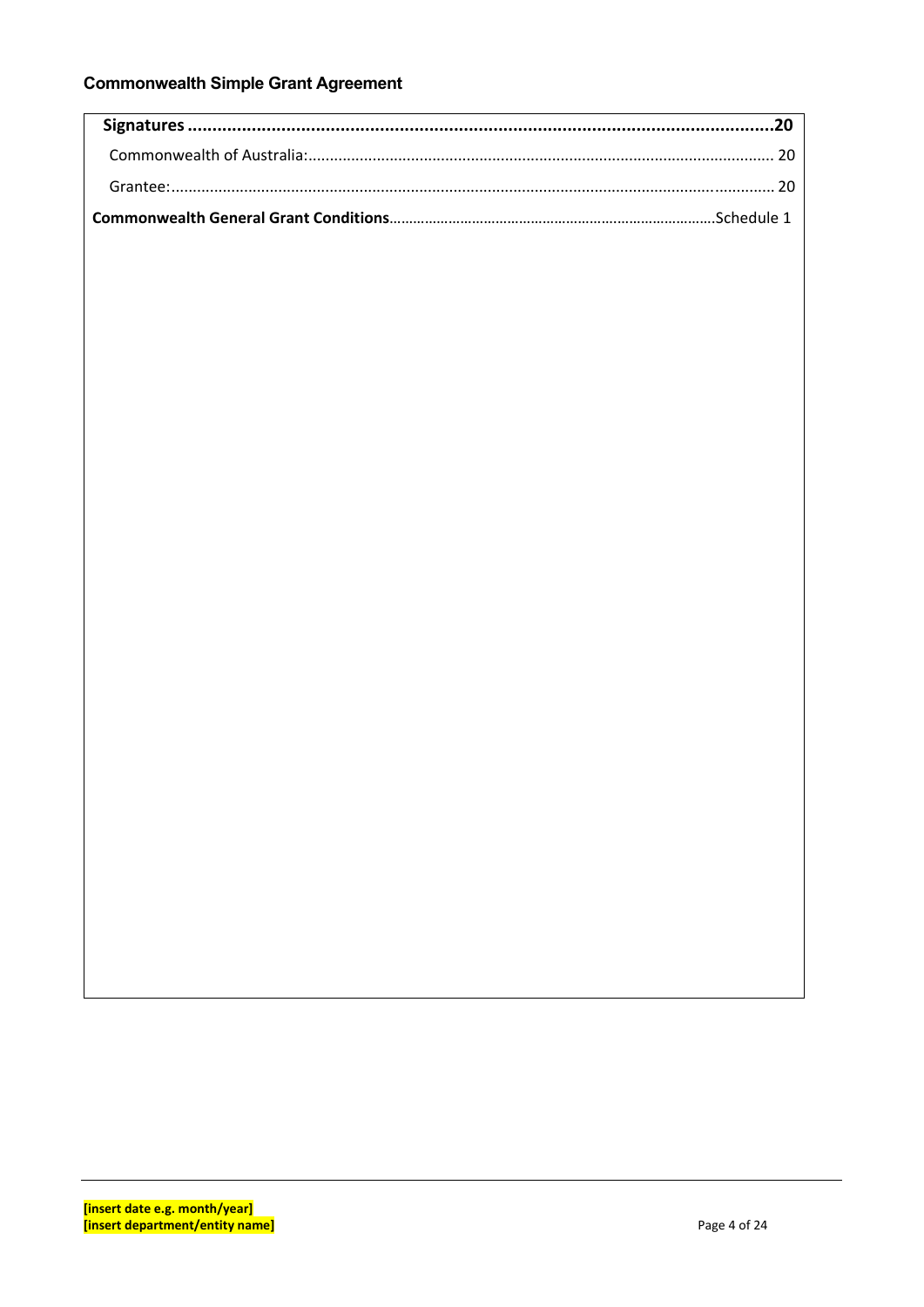**Signatures** .......................................................................................................... **20**

Commonwealth of Australia: ........................................................................................ 20

Grantee: ........................................................................................................................ 20

**Commonwealth General Grant Conditions** .......................................................... Schedule 1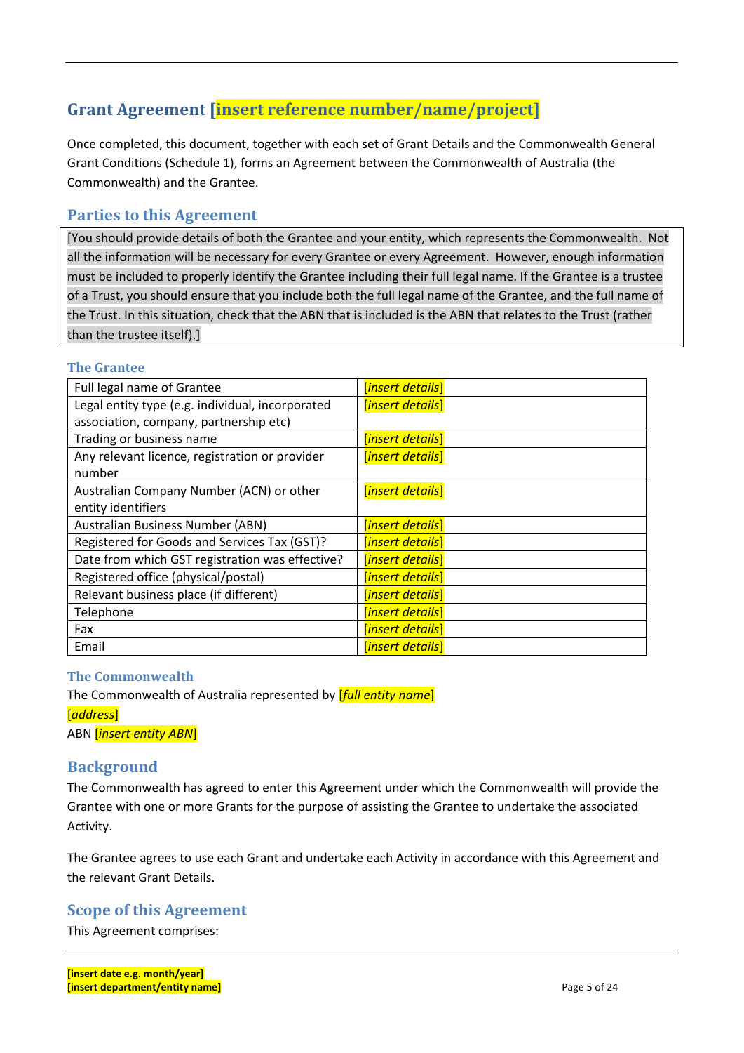# Grant Agreement [insert reference number/name/project]

Once completed, this document, together with each set of Grant Details and the Commonwealth General Grant Conditions (Schedule 1), forms an Agreement between the Commonwealth of Australia (the Commonwealth) and the Grantee.

## Parties to this Agreement

[You should provide details of both the Grantee and your entity, which represents the Commonwealth. Not all the information will be necessary for every Grantee or every Agreement. However, enough information must be included to properly identify the Grantee including their full legal name. If the Grantee is a trustee of a Trust, you should ensure that you include both the full legal name of the Grantee, and the full name of the Trust. In this situation, check that the ABN that is included is the ABN that relates to the Trust (rather than the trustee itself).]

### The Grantee

| Field | Details |
|---|---|
| Full legal name of Grantee | [*insert details*] |
| Legal entity type (e.g. individual, incorporated association, company, partnership etc) | [*insert details*] |
| Trading or business name | [*insert details*] |
| Any relevant licence, registration or provider number | [*insert details*] |
| Australian Company Number (ACN) or other entity identifiers | [*insert details*] |
| Australian Business Number (ABN) | [*insert details*] |
| Registered for Goods and Services Tax (GST)? | [*insert details*] |
| Date from which GST registration was effective? | [*insert details*] |
| Registered office (physical/postal) | [*insert details*] |
| Relevant business place (if different) | [*insert details*] |
| Telephone | [*insert details*] |
| Fax | [*insert details*] |
| Email | [*insert details*] |

### The Commonwealth

The Commonwealth of Australia represented by [*full entity name*]  
[*address*]  
ABN [*insert entity ABN*]

## Background

The Commonwealth has agreed to enter this Agreement under which the Commonwealth will provide the Grantee with one or more Grants for the purpose of assisting the Grantee to undertake the associated Activity.

The Grantee agrees to use each Grant and undertake each Activity in accordance with this Agreement and the relevant Grant Details.

## Scope of this Agreement

This Agreement comprises: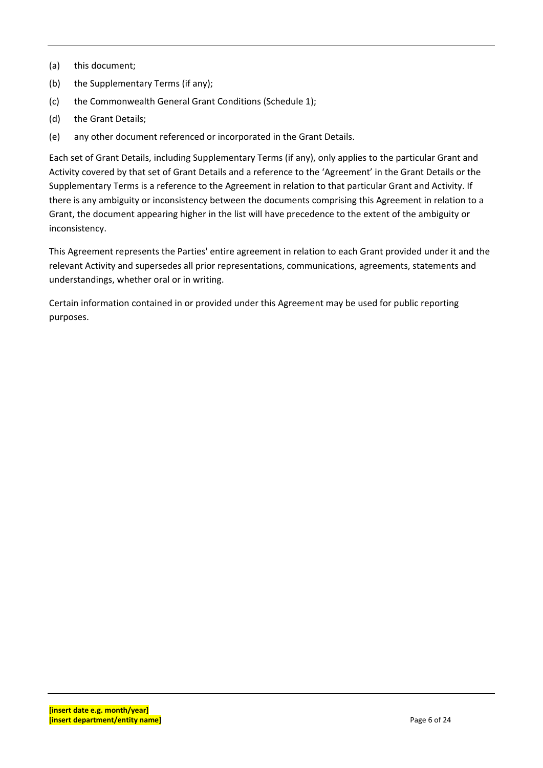(a) this document;

(b) the Supplementary Terms (if any);

(c) the Commonwealth General Grant Conditions (Schedule 1);

(d) the Grant Details;

(e) any other document referenced or incorporated in the Grant Details.

Each set of Grant Details, including Supplementary Terms (if any), only applies to the particular Grant and Activity covered by that set of Grant Details and a reference to the 'Agreement' in the Grant Details or the Supplementary Terms is a reference to the Agreement in relation to that particular Grant and Activity. If there is any ambiguity or inconsistency between the documents comprising this Agreement in relation to a Grant, the document appearing higher in the list will have precedence to the extent of the ambiguity or inconsistency.

This Agreement represents the Parties' entire agreement in relation to each Grant provided under it and the relevant Activity and supersedes all prior representations, communications, agreements, statements and understandings, whether oral or in writing.

Certain information contained in or provided under this Agreement may be used for public reporting purposes.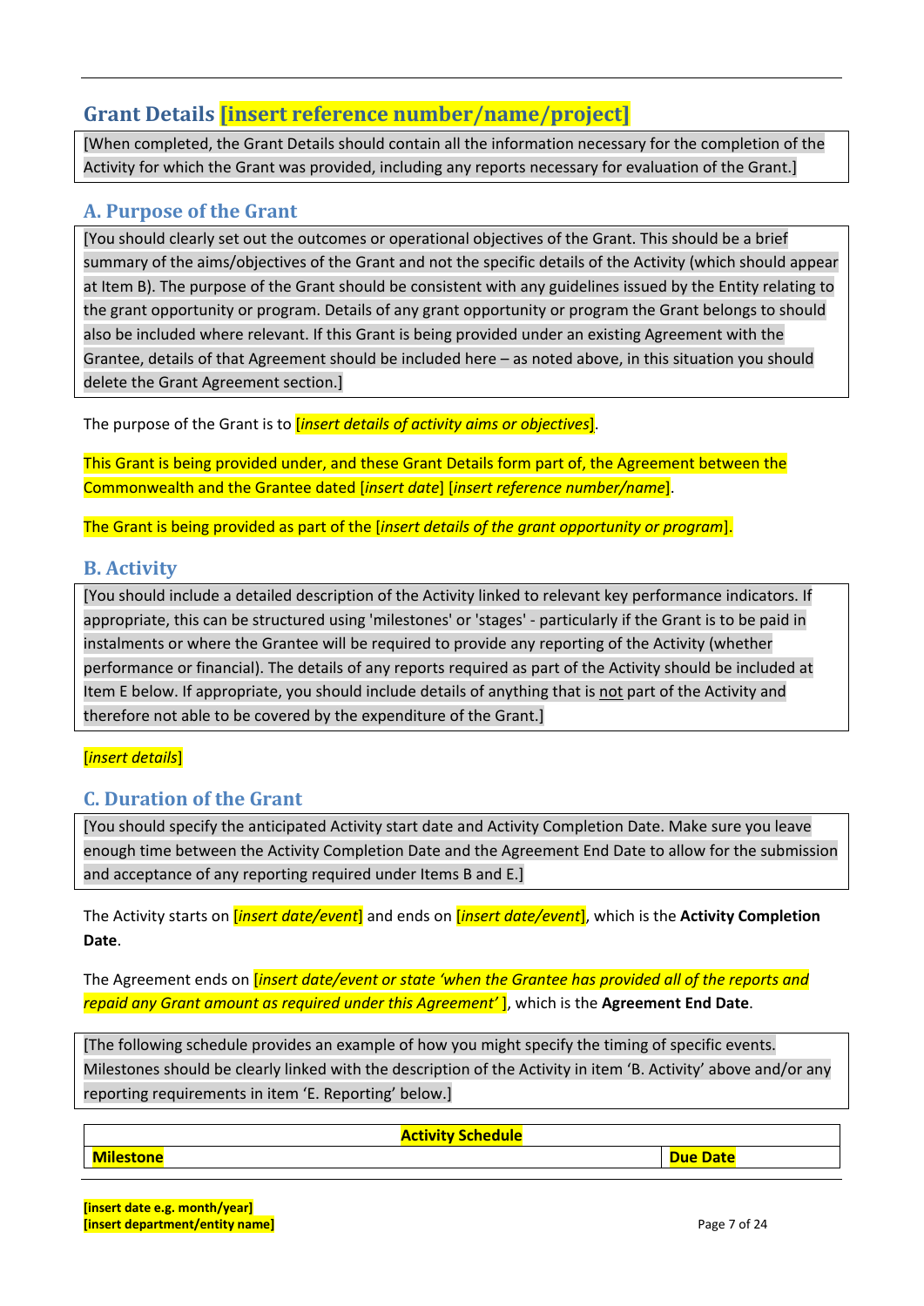## Grant Details [insert reference number/name/project]

[When completed, the Grant Details should contain all the information necessary for the completion of the Activity for which the Grant was provided, including any reports necessary for evaluation of the Grant.]

### A. Purpose of the Grant

[You should clearly set out the outcomes or operational objectives of the Grant. This should be a brief summary of the aims/objectives of the Grant and not the specific details of the Activity (which should appear at Item B). The purpose of the Grant should be consistent with any guidelines issued by the Entity relating to the grant opportunity or program. Details of any grant opportunity or program the Grant belongs to should also be included where relevant. If this Grant is being provided under an existing Agreement with the Grantee, details of that Agreement should be included here – as noted above, in this situation you should delete the Grant Agreement section.]

The purpose of the Grant is to [*insert details of activity aims or objectives*].

This Grant is being provided under, and these Grant Details form part of, the Agreement between the Commonwealth and the Grantee dated [*insert date*] [*insert reference number/name*].

The Grant is being provided as part of the [*insert details of the grant opportunity or program*].

### B. Activity

[You should include a detailed description of the Activity linked to relevant key performance indicators. If appropriate, this can be structured using 'milestones' or 'stages' - particularly if the Grant is to be paid in instalments or where the Grantee will be required to provide any reporting of the Activity (whether performance or financial). The details of any reports required as part of the Activity should be included at Item E below. If appropriate, you should include details of anything that is not part of the Activity and therefore not able to be covered by the expenditure of the Grant.]

[*insert details*]

### C. Duration of the Grant

[You should specify the anticipated Activity start date and Activity Completion Date. Make sure you leave enough time between the Activity Completion Date and the Agreement End Date to allow for the submission and acceptance of any reporting required under Items B and E.]

The Activity starts on [*insert date/event*] and ends on [*insert date/event*], which is the **Activity Completion Date**.

The Agreement ends on [*insert date/event or state 'when the Grantee has provided all of the reports and repaid any Grant amount as required under this Agreement'* ], which is the **Agreement End Date**.

[The following schedule provides an example of how you might specify the timing of specific events. Milestones should be clearly linked with the description of the Activity in item 'B. Activity' above and/or any reporting requirements in item 'E. Reporting' below.]

| **Activity Schedule** | |
|---|---|
| **Milestone** | **Due Date** |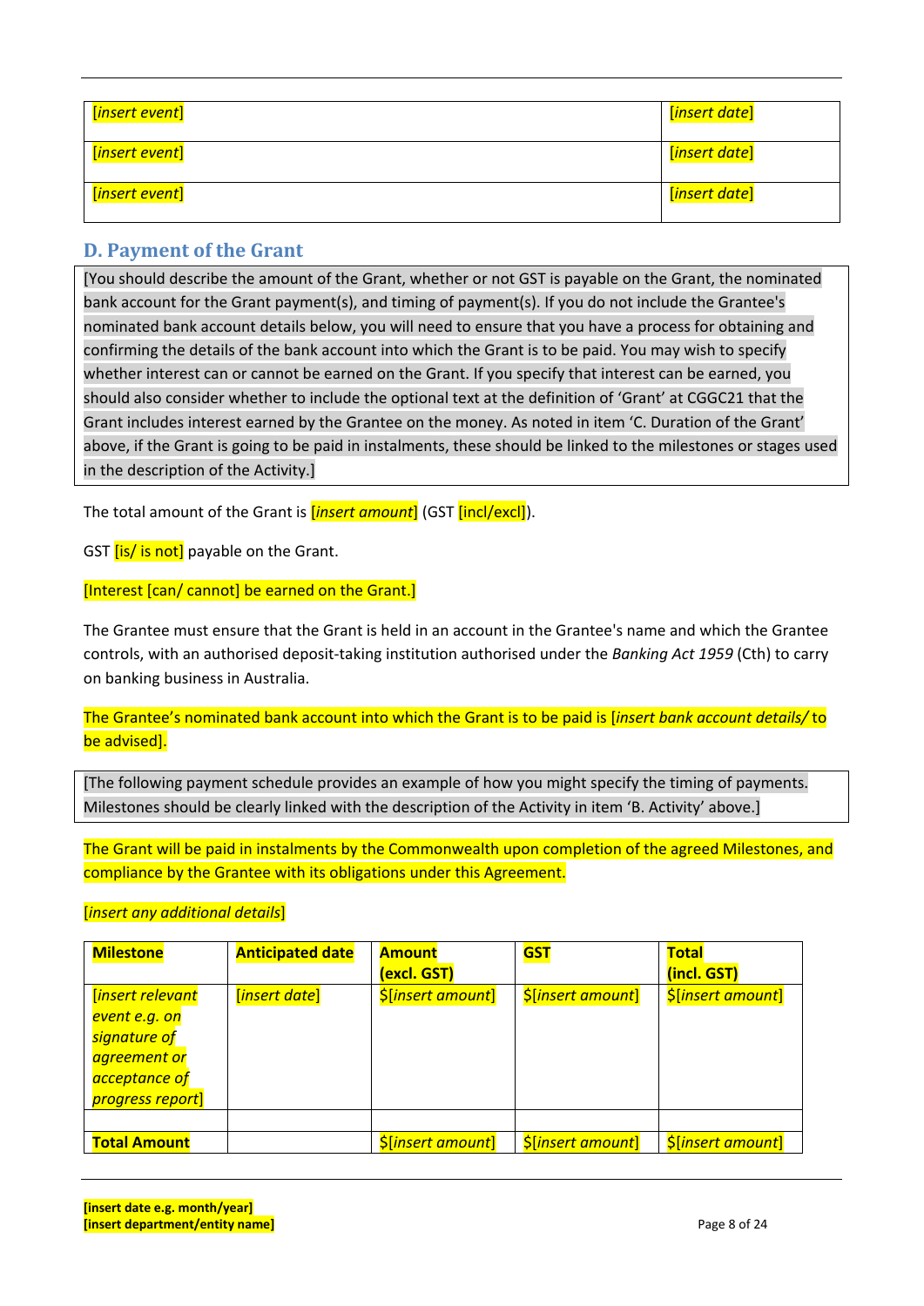| [*insert event*] | [*insert date*] |
|---|---|
| [*insert event*] | [*insert date*] |
| [*insert event*] | [*insert date*] |

## D. Payment of the Grant

[You should describe the amount of the Grant, whether or not GST is payable on the Grant, the nominated bank account for the Grant payment(s), and timing of payment(s). If you do not include the Grantee's nominated bank account details below, you will need to ensure that you have a process for obtaining and confirming the details of the bank account into which the Grant is to be paid. You may wish to specify whether interest can or cannot be earned on the Grant. If you specify that interest can be earned, you should also consider whether to include the optional text at the definition of 'Grant' at CGGC21 that the Grant includes interest earned by the Grantee on the money. As noted in item 'C. Duration of the Grant' above, if the Grant is going to be paid in instalments, these should be linked to the milestones or stages used in the description of the Activity.]

The total amount of the Grant is [*insert amount*] (GST [incl/excl]).

GST [is/ is not] payable on the Grant.

[Interest [can/ cannot] be earned on the Grant.]

The Grantee must ensure that the Grant is held in an account in the Grantee's name and which the Grantee controls, with an authorised deposit-taking institution authorised under the *Banking Act 1959* (Cth) to carry on banking business in Australia.

The Grantee's nominated bank account into which the Grant is to be paid is [*insert bank account details/* to be advised].

[The following payment schedule provides an example of how you might specify the timing of payments. Milestones should be clearly linked with the description of the Activity in item 'B. Activity' above.]

The Grant will be paid in instalments by the Commonwealth upon completion of the agreed Milestones, and compliance by the Grantee with its obligations under this Agreement.

[*insert any additional details*]

| **Milestone** | **Anticipated date** | **Amount (excl. GST)** | **GST** | **Total (incl. GST)** |
|---|---|---|---|---|
| [*insert relevant event e.g. on signature of agreement or acceptance of progress report*] | [*insert date*] | $[*insert amount*] | $[*insert amount*] | $[*insert amount*] |
| | | | | |
| **Total Amount** | | $[*insert amount*] | $[*insert amount*] | $[*insert amount*] |

**[insert date e.g. month/year]**
**[insert department/entity name]**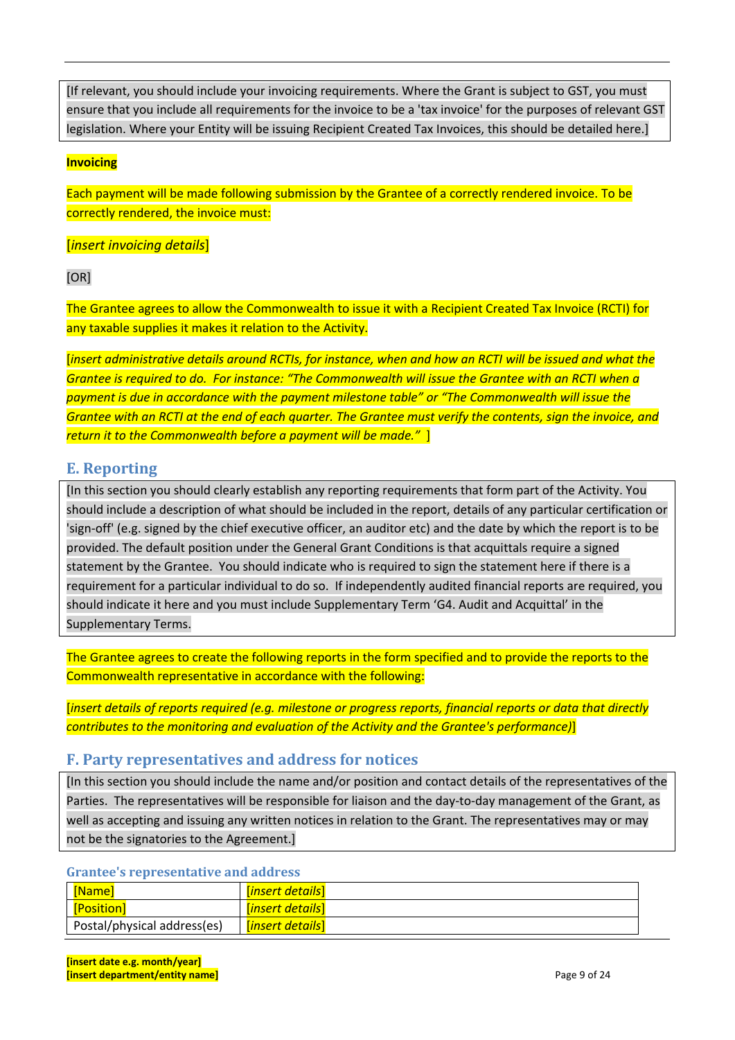[If relevant, you should include your invoicing requirements. Where the Grant is subject to GST, you must ensure that you include all requirements for the invoice to be a 'tax invoice' for the purposes of relevant GST legislation. Where your Entity will be issuing Recipient Created Tax Invoices, this should be detailed here.]

**Invoicing**

Each payment will be made following submission by the Grantee of a correctly rendered invoice. To be correctly rendered, the invoice must:

[*insert invoicing details*]

[OR]

The Grantee agrees to allow the Commonwealth to issue it with a Recipient Created Tax Invoice (RCTI) for any taxable supplies it makes it relation to the Activity.

[*insert administrative details around RCTIs, for instance, when and how an RCTI will be issued and what the Grantee is required to do. For instance: "The Commonwealth will issue the Grantee with an RCTI when a payment is due in accordance with the payment milestone table" or "The Commonwealth will issue the Grantee with an RCTI at the end of each quarter. The Grantee must verify the contents, sign the invoice, and return it to the Commonwealth before a payment will be made."* ]

## E. Reporting

[In this section you should clearly establish any reporting requirements that form part of the Activity. You should include a description of what should be included in the report, details of any particular certification or 'sign-off' (e.g. signed by the chief executive officer, an auditor etc) and the date by which the report is to be provided. The default position under the General Grant Conditions is that acquittals require a signed statement by the Grantee. You should indicate who is required to sign the statement here if there is a requirement for a particular individual to do so. If independently audited financial reports are required, you should indicate it here and you must include Supplementary Term 'G4. Audit and Acquittal' in the Supplementary Terms.

The Grantee agrees to create the following reports in the form specified and to provide the reports to the Commonwealth representative in accordance with the following:

[*insert details of reports required (e.g. milestone or progress reports, financial reports or data that directly contributes to the monitoring and evaluation of the Activity and the Grantee's performance)*]

## F. Party representatives and address for notices

[In this section you should include the name and/or position and contact details of the representatives of the Parties. The representatives will be responsible for liaison and the day-to-day management of the Grant, as well as accepting and issuing any written notices in relation to the Grant. The representatives may or may not be the signatories to the Agreement.]

### Grantee's representative and address

| | |
|---|---|
| [Name] | [*insert details*] |
| [Position] | [*insert details*] |
| Postal/physical address(es) | [*insert details*] |

**[insert date e.g. month/year]**
**[insert department/entity name]**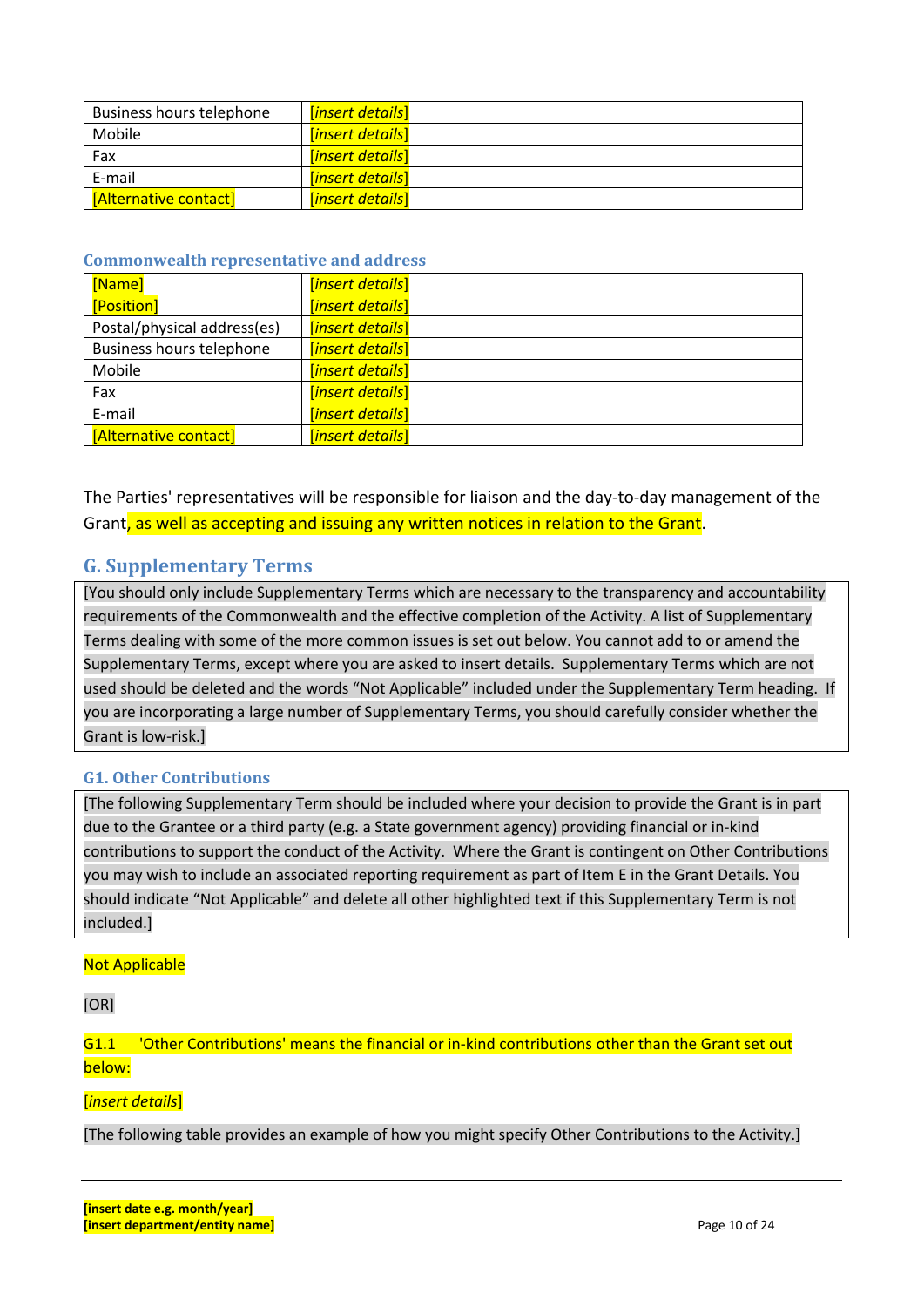| | |
|---|---|
| Business hours telephone | [*insert details*] |
| Mobile | [*insert details*] |
| Fax | [*insert details*] |
| E-mail | [*insert details*] |
| [Alternative contact] | [*insert details*] |

### Commonwealth representative and address

| | |
|---|---|
| [Name] | [*insert details*] |
| [Position] | [*insert details*] |
| Postal/physical address(es) | [*insert details*] |
| Business hours telephone | [*insert details*] |
| Mobile | [*insert details*] |
| Fax | [*insert details*] |
| E-mail | [*insert details*] |
| [Alternative contact] | [*insert details*] |

The Parties' representatives will be responsible for liaison and the day-to-day management of the Grant, as well as accepting and issuing any written notices in relation to the Grant.

## G. Supplementary Terms

[You should only include Supplementary Terms which are necessary to the transparency and accountability requirements of the Commonwealth and the effective completion of the Activity. A list of Supplementary Terms dealing with some of the more common issues is set out below. You cannot add to or amend the Supplementary Terms, except where you are asked to insert details. Supplementary Terms which are not used should be deleted and the words "Not Applicable" included under the Supplementary Term heading. If you are incorporating a large number of Supplementary Terms, you should carefully consider whether the Grant is low-risk.]

### G1. Other Contributions

[The following Supplementary Term should be included where your decision to provide the Grant is in part due to the Grantee or a third party (e.g. a State government agency) providing financial or in-kind contributions to support the conduct of the Activity. Where the Grant is contingent on Other Contributions you may wish to include an associated reporting requirement as part of Item E in the Grant Details. You should indicate "Not Applicable" and delete all other highlighted text if this Supplementary Term is not included.]

Not Applicable

[OR]

G1.1 'Other Contributions' means the financial or in-kind contributions other than the Grant set out below:

[*insert details*]

[The following table provides an example of how you might specify Other Contributions to the Activity.]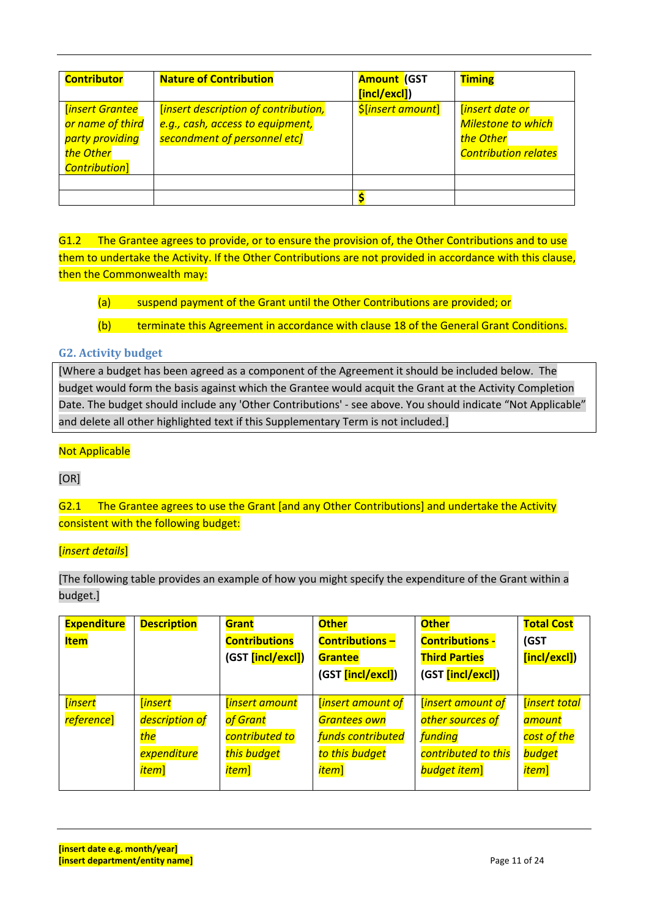| **Contributor** | **Nature of Contribution** | **Amount** (GST **[incl/excl]**) | **Timing** |
|---|---|---|---|
| [*insert Grantee or name of third party providing the Other Contribution*] | [*insert description of contribution, e.g., cash, access to equipment, secondment of personnel etc*] | $[*insert amount*] | [*insert date or Milestone to which the Other Contribution relates* |
| | | | |
| | | **$** | |

G1.2 The Grantee agrees to provide, or to ensure the provision of, the Other Contributions and to use them to undertake the Activity. If the Other Contributions are not provided in accordance with this clause, then the Commonwealth may:

(a) suspend payment of the Grant until the Other Contributions are provided; or

(b) terminate this Agreement in accordance with clause 18 of the General Grant Conditions.

## G2. Activity budget

[Where a budget has been agreed as a component of the Agreement it should be included below. The budget would form the basis against which the Grantee would acquit the Grant at the Activity Completion Date. The budget should include any 'Other Contributions' - see above. You should indicate “Not Applicable” and delete all other highlighted text if this Supplementary Term is not included.]

Not Applicable

[OR]

G2.1 The Grantee agrees to use the Grant [and any Other Contributions] and undertake the Activity consistent with the following budget:

[*insert details*]

[The following table provides an example of how you might specify the expenditure of the Grant within a budget.]

| **Expenditure Item** | **Description** | **Grant Contributions** (GST **[incl/excl]**) | **Other Contributions – Grantee** (GST **[incl/excl]**) | **Other Contributions - Third Parties** (GST **[incl/excl]**) | **Total Cost** (GST **[incl/excl]**) |
|---|---|---|---|---|---|
| [*insert reference*] | [*insert description of the expenditure item*] | [*insert amount of Grant contributed to this budget item*] | [*insert amount of Grantees own funds contributed to this budget item*] | [*insert amount of other sources of funding contributed to this budget item*] | [*insert total amount cost of the budget item*] |

**[insert date e.g. month/year]**
**[insert department/entity name]**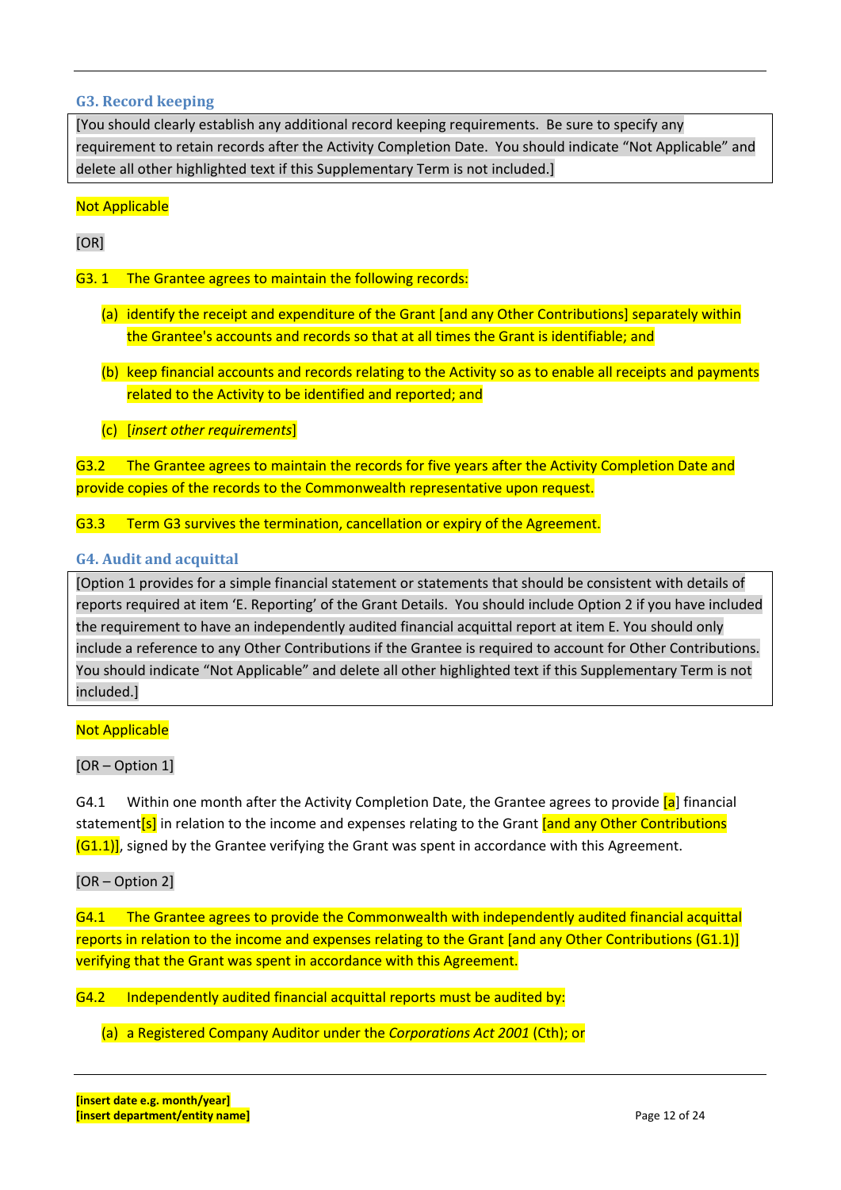### G3. Record keeping

[You should clearly establish any additional record keeping requirements. Be sure to specify any requirement to retain records after the Activity Completion Date. You should indicate "Not Applicable" and delete all other highlighted text if this Supplementary Term is not included.]

Not Applicable

[OR]

G3. 1 The Grantee agrees to maintain the following records:

(a) identify the receipt and expenditure of the Grant [and any Other Contributions] separately within the Grantee's accounts and records so that at all times the Grant is identifiable; and

(b) keep financial accounts and records relating to the Activity so as to enable all receipts and payments related to the Activity to be identified and reported; and

(c) [*insert other requirements*]

G3.2 The Grantee agrees to maintain the records for five years after the Activity Completion Date and provide copies of the records to the Commonwealth representative upon request.

G3.3 Term G3 survives the termination, cancellation or expiry of the Agreement.

### G4. Audit and acquittal

[Option 1 provides for a simple financial statement or statements that should be consistent with details of reports required at item 'E. Reporting' of the Grant Details. You should include Option 2 if you have included the requirement to have an independently audited financial acquittal report at item E. You should only include a reference to any Other Contributions if the Grantee is required to account for Other Contributions. You should indicate "Not Applicable" and delete all other highlighted text if this Supplementary Term is not included.]

Not Applicable

[OR – Option 1]

G4.1 Within one month after the Activity Completion Date, the Grantee agrees to provide [a] financial statement[s] in relation to the income and expenses relating to the Grant [and any Other Contributions (G1.1)], signed by the Grantee verifying the Grant was spent in accordance with this Agreement.

[OR – Option 2]

G4.1 The Grantee agrees to provide the Commonwealth with independently audited financial acquittal reports in relation to the income and expenses relating to the Grant [and any Other Contributions (G1.1)] verifying that the Grant was spent in accordance with this Agreement.

G4.2 Independently audited financial acquittal reports must be audited by:

(a) a Registered Company Auditor under the *Corporations Act 2001* (Cth); or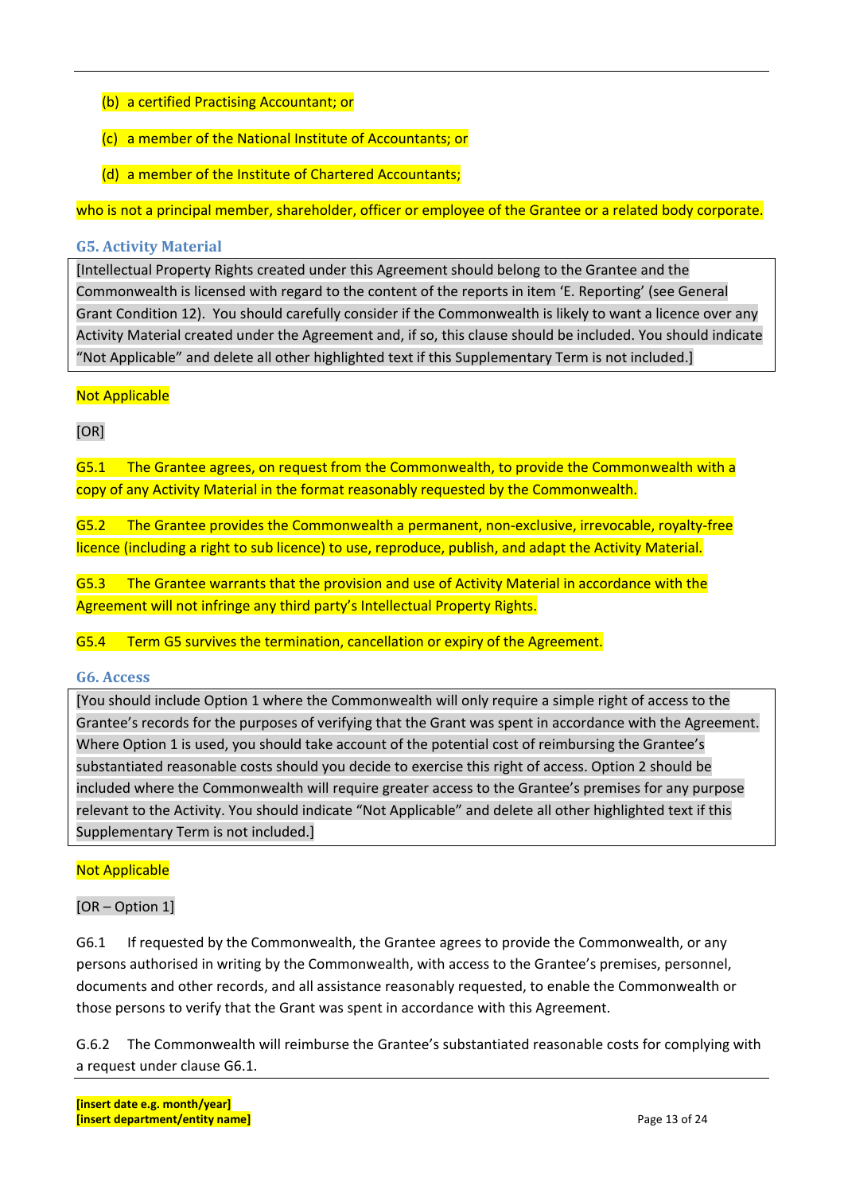(b) a certified Practising Accountant; or

(c) a member of the National Institute of Accountants; or

(d) a member of the Institute of Chartered Accountants;

who is not a principal member, shareholder, officer or employee of the Grantee or a related body corporate.

### G5. Activity Material

[Intellectual Property Rights created under this Agreement should belong to the Grantee and the Commonwealth is licensed with regard to the content of the reports in item 'E. Reporting' (see General Grant Condition 12). You should carefully consider if the Commonwealth is likely to want a licence over any Activity Material created under the Agreement and, if so, this clause should be included. You should indicate "Not Applicable" and delete all other highlighted text if this Supplementary Term is not included.]

Not Applicable

[OR]

G5.1 The Grantee agrees, on request from the Commonwealth, to provide the Commonwealth with a copy of any Activity Material in the format reasonably requested by the Commonwealth.

G5.2 The Grantee provides the Commonwealth a permanent, non-exclusive, irrevocable, royalty-free licence (including a right to sub licence) to use, reproduce, publish, and adapt the Activity Material.

G5.3 The Grantee warrants that the provision and use of Activity Material in accordance with the Agreement will not infringe any third party's Intellectual Property Rights.

G5.4 Term G5 survives the termination, cancellation or expiry of the Agreement.

### G6. Access

[You should include Option 1 where the Commonwealth will only require a simple right of access to the Grantee's records for the purposes of verifying that the Grant was spent in accordance with the Agreement. Where Option 1 is used, you should take account of the potential cost of reimbursing the Grantee's substantiated reasonable costs should you decide to exercise this right of access. Option 2 should be included where the Commonwealth will require greater access to the Grantee's premises for any purpose relevant to the Activity. You should indicate "Not Applicable" and delete all other highlighted text if this Supplementary Term is not included.]

Not Applicable

[OR – Option 1]

G6.1 If requested by the Commonwealth, the Grantee agrees to provide the Commonwealth, or any persons authorised in writing by the Commonwealth, with access to the Grantee's premises, personnel, documents and other records, and all assistance reasonably requested, to enable the Commonwealth or those persons to verify that the Grant was spent in accordance with this Agreement.

G.6.2 The Commonwealth will reimburse the Grantee's substantiated reasonable costs for complying with a request under clause G6.1.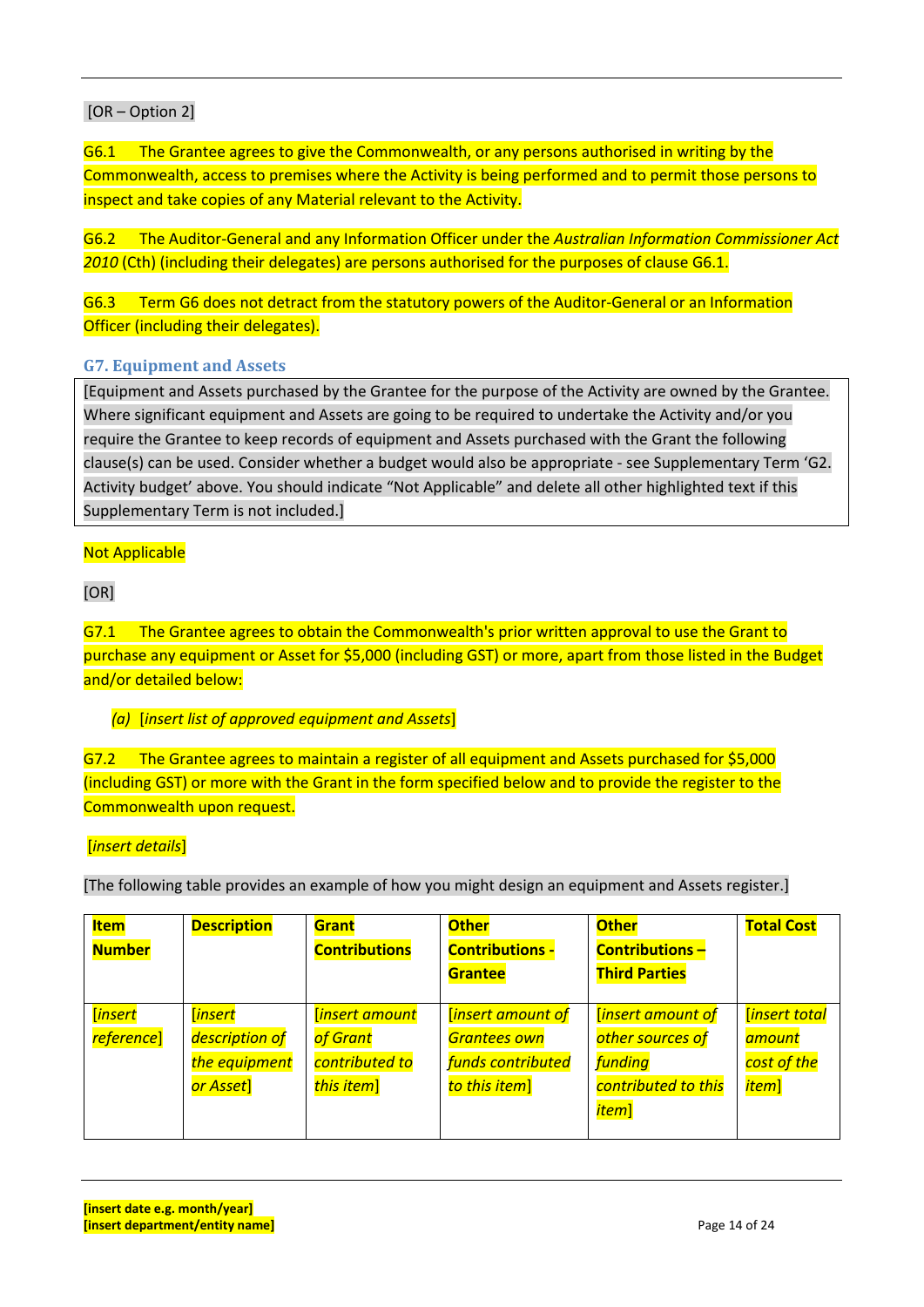[OR – Option 2]

G6.1 The Grantee agrees to give the Commonwealth, or any persons authorised in writing by the Commonwealth, access to premises where the Activity is being performed and to permit those persons to inspect and take copies of any Material relevant to the Activity.

G6.2 The Auditor-General and any Information Officer under the *Australian Information Commissioner Act 2010* (Cth) (including their delegates) are persons authorised for the purposes of clause G6.1.

G6.3 Term G6 does not detract from the statutory powers of the Auditor-General or an Information Officer (including their delegates).

### G7. Equipment and Assets

[Equipment and Assets purchased by the Grantee for the purpose of the Activity are owned by the Grantee. Where significant equipment and Assets are going to be required to undertake the Activity and/or you require the Grantee to keep records of equipment and Assets purchased with the Grant the following clause(s) can be used. Consider whether a budget would also be appropriate - see Supplementary Term 'G2. Activity budget' above. You should indicate "Not Applicable" and delete all other highlighted text if this Supplementary Term is not included.]

Not Applicable

[OR]

G7.1 The Grantee agrees to obtain the Commonwealth's prior written approval to use the Grant to purchase any equipment or Asset for $5,000 (including GST) or more, apart from those listed in the Budget and/or detailed below:

*(a)* [*insert list of approved equipment and Assets*]

G7.2 The Grantee agrees to maintain a register of all equipment and Assets purchased for $5,000 (including GST) or more with the Grant in the form specified below and to provide the register to the Commonwealth upon request.

[*insert details*]

[The following table provides an example of how you might design an equipment and Assets register.]

| **Item Number** | **Description** | **Grant Contributions** | **Other Contributions - Grantee** | **Other Contributions – Third Parties** | **Total Cost** |
|---|---|---|---|---|---|
| [*insert reference*] | [*insert description of the equipment or Asset*] | [*insert amount of Grant contributed to this item*] | [*insert amount of Grantees own funds contributed to this item*] | [*insert amount of other sources of funding contributed to this item*] | [*insert total amount cost of the item*] |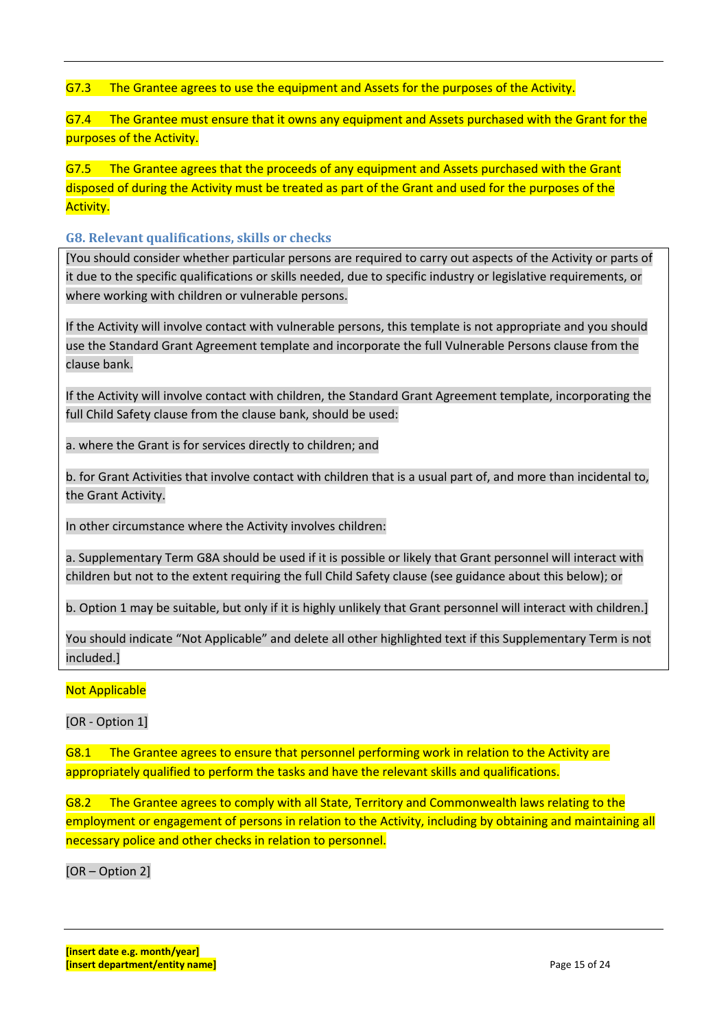G7.3 The Grantee agrees to use the equipment and Assets for the purposes of the Activity.

G7.4 The Grantee must ensure that it owns any equipment and Assets purchased with the Grant for the purposes of the Activity.

G7.5 The Grantee agrees that the proceeds of any equipment and Assets purchased with the Grant disposed of during the Activity must be treated as part of the Grant and used for the purposes of the Activity.

### G8. Relevant qualifications, skills or checks

[You should consider whether particular persons are required to carry out aspects of the Activity or parts of it due to the specific qualifications or skills needed, due to specific industry or legislative requirements, or where working with children or vulnerable persons.

If the Activity will involve contact with vulnerable persons, this template is not appropriate and you should use the Standard Grant Agreement template and incorporate the full Vulnerable Persons clause from the clause bank.

If the Activity will involve contact with children, the Standard Grant Agreement template, incorporating the full Child Safety clause from the clause bank, should be used:

a. where the Grant is for services directly to children; and

b. for Grant Activities that involve contact with children that is a usual part of, and more than incidental to, the Grant Activity.

In other circumstance where the Activity involves children:

a. Supplementary Term G8A should be used if it is possible or likely that Grant personnel will interact with children but not to the extent requiring the full Child Safety clause (see guidance about this below); or

b. Option 1 may be suitable, but only if it is highly unlikely that Grant personnel will interact with children.]

You should indicate "Not Applicable" and delete all other highlighted text if this Supplementary Term is not included.]

Not Applicable

[OR - Option 1]

G8.1 The Grantee agrees to ensure that personnel performing work in relation to the Activity are appropriately qualified to perform the tasks and have the relevant skills and qualifications.

G8.2 The Grantee agrees to comply with all State, Territory and Commonwealth laws relating to the employment or engagement of persons in relation to the Activity, including by obtaining and maintaining all necessary police and other checks in relation to personnel.

[OR – Option 2]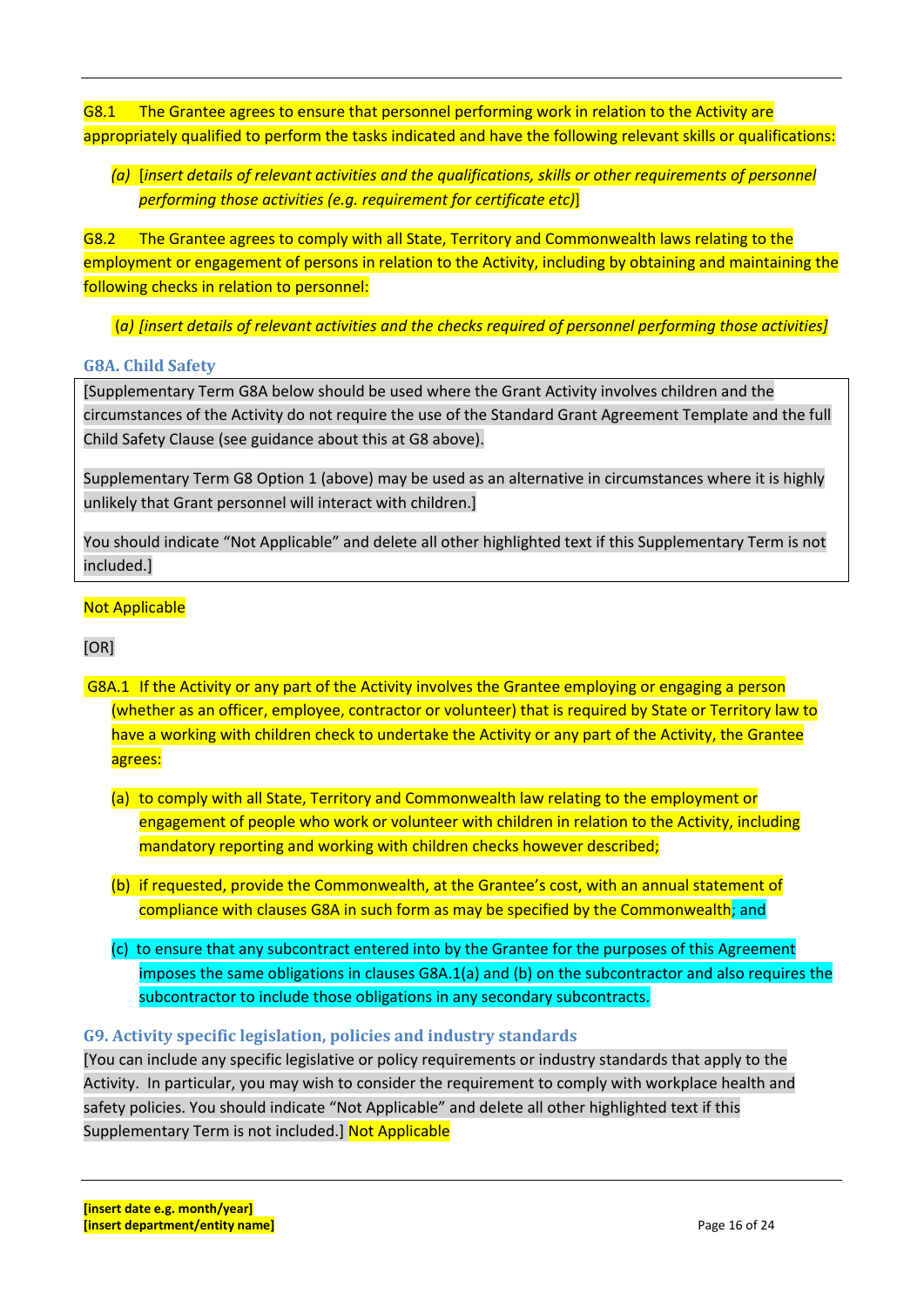G8.1 The Grantee agrees to ensure that personnel performing work in relation to the Activity are appropriately qualified to perform the tasks indicated and have the following relevant skills or qualifications:

> *(a)* [*insert details of relevant activities and the qualifications, skills or other requirements of personnel performing those activities (e.g. requirement for certificate etc)*]

G8.2 The Grantee agrees to comply with all State, Territory and Commonwealth laws relating to the employment or engagement of persons in relation to the Activity, including by obtaining and maintaining the following checks in relation to personnel:

> *(a) [insert details of relevant activities and the checks required of personnel performing those activities]*

### G8A. Child Safety

| |
|---|
| [Supplementary Term G8A below should be used where the Grant Activity involves children and the circumstances of the Activity do not require the use of the Standard Grant Agreement Template and the full Child Safety Clause (see guidance about this at G8 above).<br><br>Supplementary Term G8 Option 1 (above) may be used as an alternative in circumstances where it is highly unlikely that Grant personnel will interact with children.]<br><br>You should indicate "Not Applicable" and delete all other highlighted text if this Supplementary Term is not included.] |

Not Applicable

[OR]

G8A.1 If the Activity or any part of the Activity involves the Grantee employing or engaging a person (whether as an officer, employee, contractor or volunteer) that is required by State or Territory law to have a working with children check to undertake the Activity or any part of the Activity, the Grantee agrees:

(a) to comply with all State, Territory and Commonwealth law relating to the employment or engagement of people who work or volunteer with children in relation to the Activity, including mandatory reporting and working with children checks however described;

(b) if requested, provide the Commonwealth, at the Grantee's cost, with an annual statement of compliance with clauses G8A in such form as may be specified by the Commonwealth; and

(c) to ensure that any subcontract entered into by the Grantee for the purposes of this Agreement imposes the same obligations in clauses G8A.1(a) and (b) on the subcontractor and also requires the subcontractor to include those obligations in any secondary subcontracts.

### G9. Activity specific legislation, policies and industry standards

[You can include any specific legislative or policy requirements or industry standards that apply to the Activity. In particular, you may wish to consider the requirement to comply with workplace health and safety policies. You should indicate "Not Applicable" and delete all other highlighted text if this Supplementary Term is not included.] Not Applicable

**[insert date e.g. month/year]**
**[insert department/entity name]**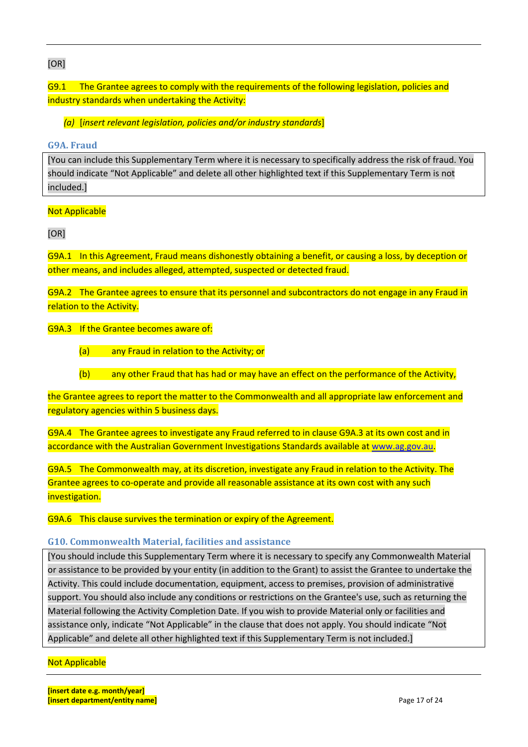[OR]

G9.1 The Grantee agrees to comply with the requirements of the following legislation, policies and industry standards when undertaking the Activity:

*(a) [insert relevant legislation, policies and/or industry standards]*

### G9A. Fraud

[You can include this Supplementary Term where it is necessary to specifically address the risk of fraud. You should indicate "Not Applicable" and delete all other highlighted text if this Supplementary Term is not included.]

Not Applicable

[OR]

G9A.1 In this Agreement, Fraud means dishonestly obtaining a benefit, or causing a loss, by deception or other means, and includes alleged, attempted, suspected or detected fraud.

G9A.2 The Grantee agrees to ensure that its personnel and subcontractors do not engage in any Fraud in relation to the Activity.

G9A.3 If the Grantee becomes aware of:

(a) any Fraud in relation to the Activity; or

(b) any other Fraud that has had or may have an effect on the performance of the Activity,

the Grantee agrees to report the matter to the Commonwealth and all appropriate law enforcement and regulatory agencies within 5 business days.

G9A.4 The Grantee agrees to investigate any Fraud referred to in clause G9A.3 at its own cost and in accordance with the Australian Government Investigations Standards available at www.ag.gov.au.

G9A.5 The Commonwealth may, at its discretion, investigate any Fraud in relation to the Activity. The Grantee agrees to co-operate and provide all reasonable assistance at its own cost with any such investigation.

G9A.6 This clause survives the termination or expiry of the Agreement.

### G10. Commonwealth Material, facilities and assistance

[You should include this Supplementary Term where it is necessary to specify any Commonwealth Material or assistance to be provided by your entity (in addition to the Grant) to assist the Grantee to undertake the Activity. This could include documentation, equipment, access to premises, provision of administrative support. You should also include any conditions or restrictions on the Grantee's use, such as returning the Material following the Activity Completion Date. If you wish to provide Material only or facilities and assistance only, indicate "Not Applicable" in the clause that does not apply. You should indicate "Not Applicable" and delete all other highlighted text if this Supplementary Term is not included.]

Not Applicable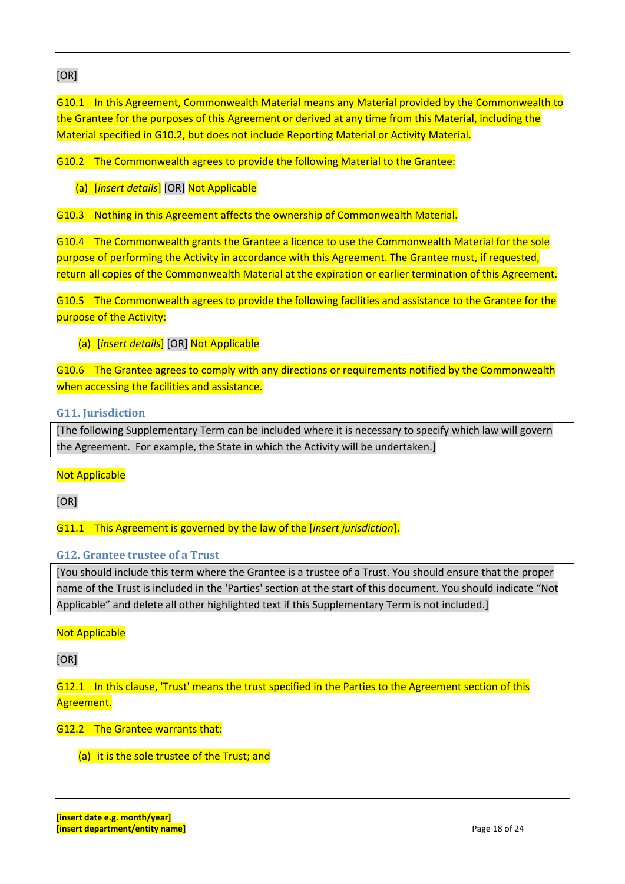[OR]

G10.1 In this Agreement, Commonwealth Material means any Material provided by the Commonwealth to the Grantee for the purposes of this Agreement or derived at any time from this Material, including the Material specified in G10.2, but does not include Reporting Material or Activity Material.

G10.2 The Commonwealth agrees to provide the following Material to the Grantee:

(a) [*insert details*] [OR] Not Applicable

G10.3 Nothing in this Agreement affects the ownership of Commonwealth Material.

G10.4 The Commonwealth grants the Grantee a licence to use the Commonwealth Material for the sole purpose of performing the Activity in accordance with this Agreement. The Grantee must, if requested, return all copies of the Commonwealth Material at the expiration or earlier termination of this Agreement.

G10.5 The Commonwealth agrees to provide the following facilities and assistance to the Grantee for the purpose of the Activity:

(a) [*insert details*] [OR] Not Applicable

G10.6 The Grantee agrees to comply with any directions or requirements notified by the Commonwealth when accessing the facilities and assistance.

### G11. Jurisdiction

| |
|---|
| [The following Supplementary Term can be included where it is necessary to specify which law will govern the Agreement. For example, the State in which the Activity will be undertaken.] |

Not Applicable

[OR]

G11.1 This Agreement is governed by the law of the [*insert jurisdiction*].

### G12. Grantee trustee of a Trust

| |
|---|
| [You should include this term where the Grantee is a trustee of a Trust. You should ensure that the proper name of the Trust is included in the 'Parties' section at the start of this document. You should indicate "Not Applicable" and delete all other highlighted text if this Supplementary Term is not included.] |

Not Applicable

[OR]

G12.1 In this clause, 'Trust' means the trust specified in the Parties to the Agreement section of this Agreement.

G12.2 The Grantee warrants that:

(a) it is the sole trustee of the Trust; and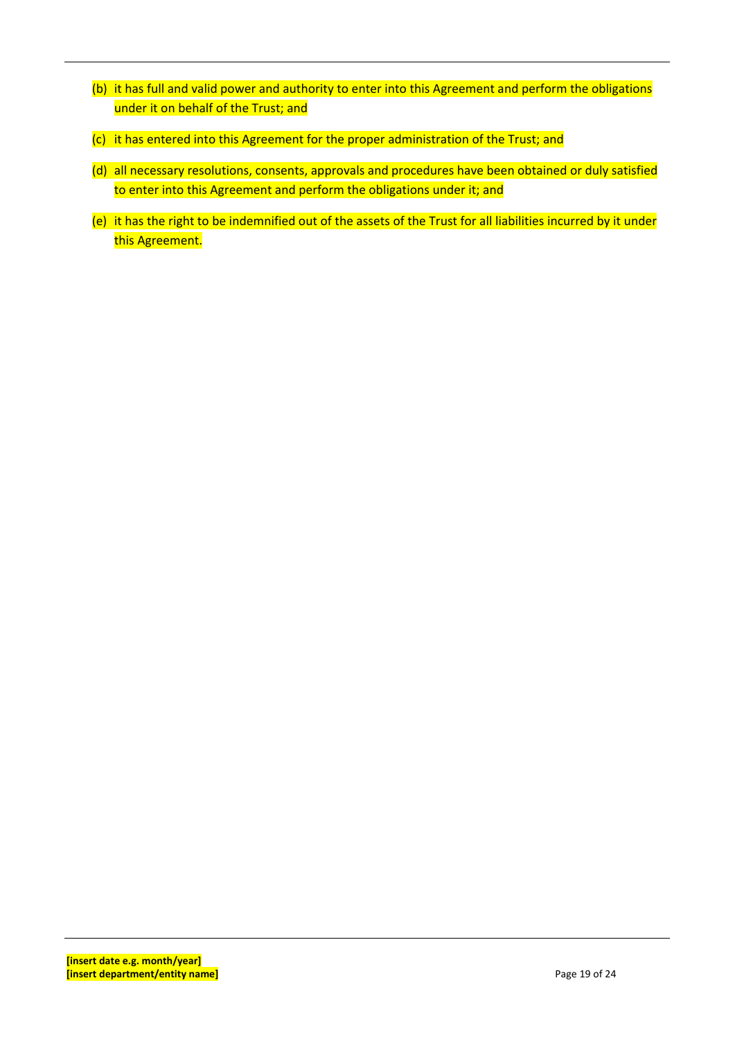(b) it has full and valid power and authority to enter into this Agreement and perform the obligations under it on behalf of the Trust; and

(c) it has entered into this Agreement for the proper administration of the Trust; and

(d) all necessary resolutions, consents, approvals and procedures have been obtained or duly satisfied to enter into this Agreement and perform the obligations under it; and

(e) it has the right to be indemnified out of the assets of the Trust for all liabilities incurred by it under this Agreement.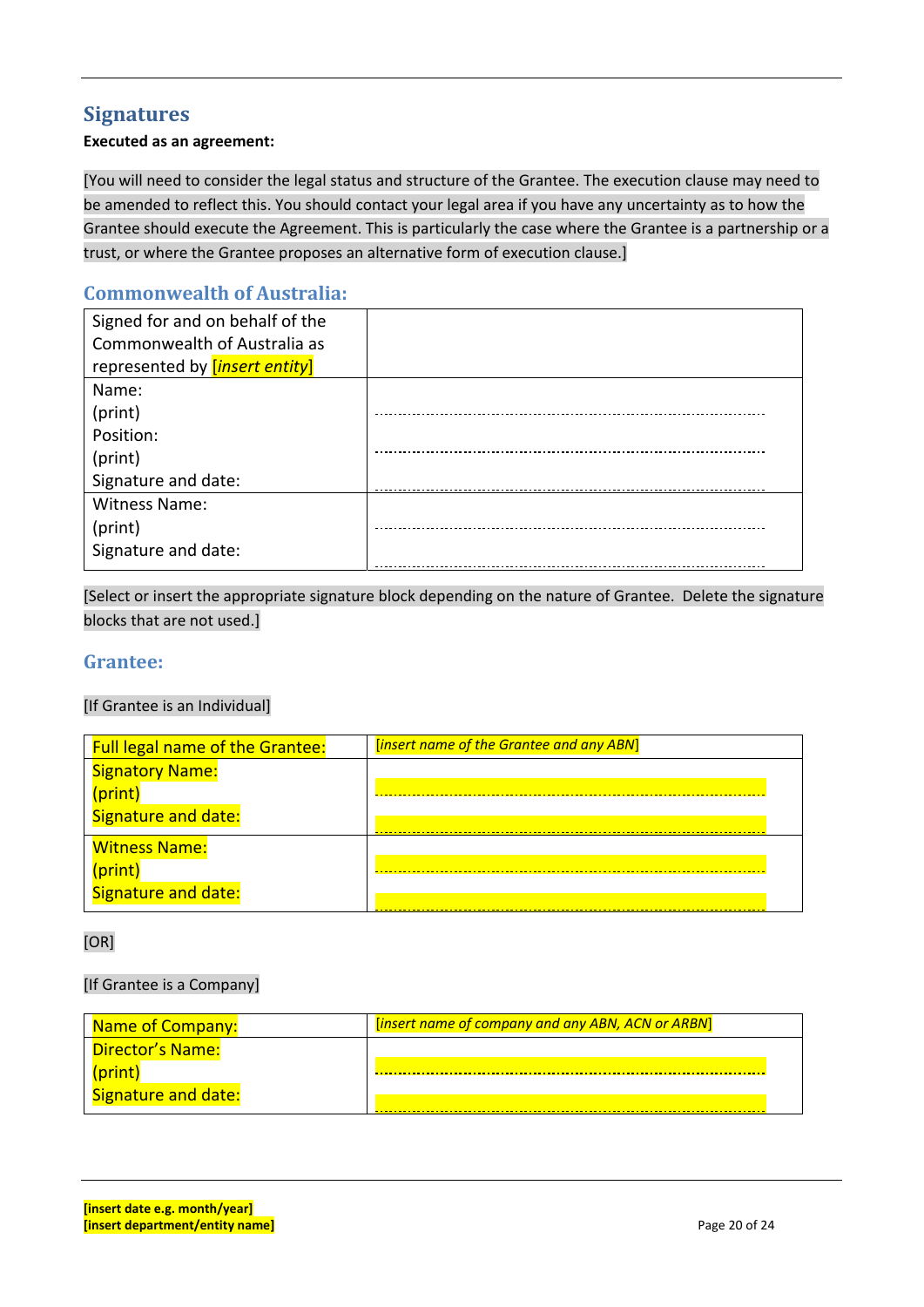## Signatures

**Executed as an agreement:**

[You will need to consider the legal status and structure of the Grantee. The execution clause may need to be amended to reflect this. You should contact your legal area if you have any uncertainty as to how the Grantee should execute the Agreement. This is particularly the case where the Grantee is a partnership or a trust, or where the Grantee proposes an alternative form of execution clause.]

### Commonwealth of Australia:

| | |
|---|---|
| Signed for and on behalf of the Commonwealth of Australia as represented by *[insert entity]* | |
| Name:<br>(print)<br>Position:<br>(print)<br>Signature and date: | ..........<br>..........<br>.......... |
| Witness Name:<br>(print)<br>Signature and date: | ..........<br>.......... |

[Select or insert the appropriate signature block depending on the nature of Grantee. Delete the signature blocks that are not used.]

### Grantee:

[If Grantee is an Individual]

| | |
|---|---|
| Full legal name of the Grantee: | *[insert name of the Grantee and any ABN]* |
| Signatory Name:<br>(print)<br>Signature and date: | ..........<br>.......... |
| Witness Name:<br>(print)<br>Signature and date: | ..........<br>.......... |

[OR]

[If Grantee is a Company]

| | |
|---|---|
| Name of Company: | *[insert name of company and any ABN, ACN or ARBN]* |
| Director's Name:<br>(print)<br>Signature and date: | ..........<br>.......... |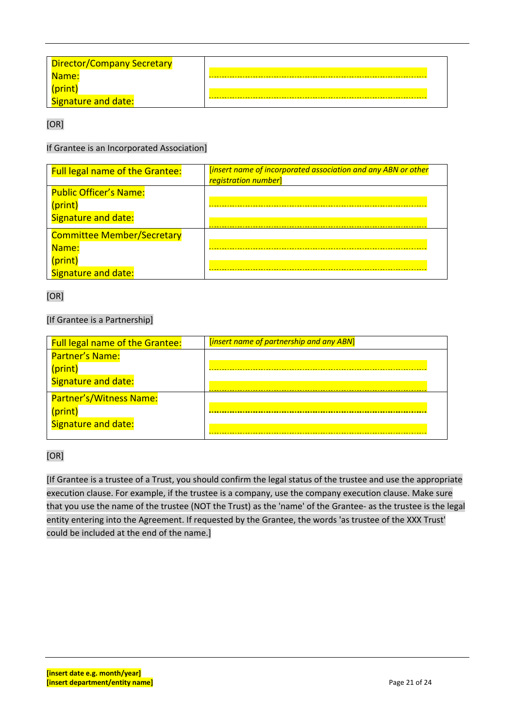| | |
|---|---|
| Director/Company Secretary Name: (print) Signature and date: | ........................................................................ ........................................................................ |

[OR]

If Grantee is an Incorporated Association]

| | |
|---|---|
| Full legal name of the Grantee: | *[insert name of incorporated association and any ABN or other registration number]* |
| Public Officer's Name: (print) Signature and date: | ........................................................................ ........................................................................ |
| Committee Member/Secretary Name: (print) Signature and date: | ........................................................................ ........................................................................ |

[OR]

[If Grantee is a Partnership]

| | |
|---|---|
| Full legal name of the Grantee: | *[insert name of partnership and any ABN]* |
| Partner's Name: (print) Signature and date: | ........................................................................ ........................................................................ |
| Partner's/Witness Name: (print) Signature and date: | ........................................................................ ........................................................................ |

[OR]

[If Grantee is a trustee of a Trust, you should confirm the legal status of the trustee and use the appropriate execution clause. For example, if the trustee is a company, use the company execution clause. Make sure that you use the name of the trustee (NOT the Trust) as the 'name' of the Grantee- as the trustee is the legal entity entering into the Agreement. If requested by the Grantee, the words 'as trustee of the XXX Trust' could be included at the end of the name.]

**[insert date e.g. month/year]**
**[insert department/entity name]**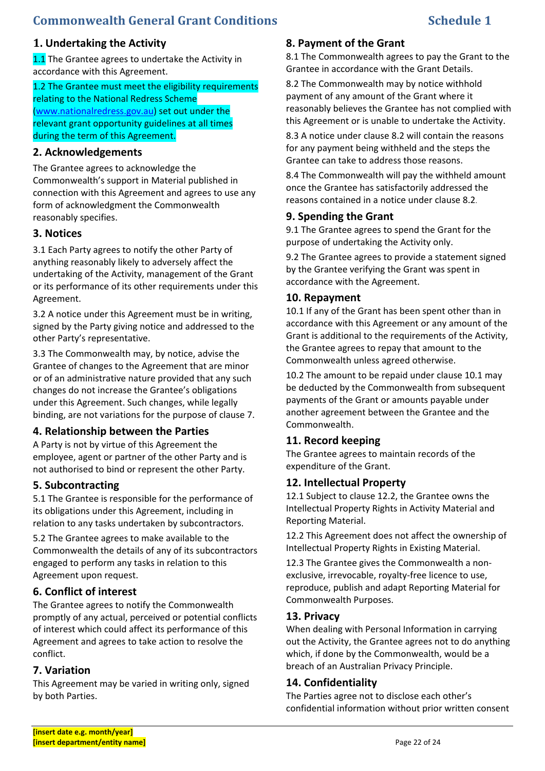# Commonwealth General Grant Conditions

Schedule 1

## 1. Undertaking the Activity

1.1 The Grantee agrees to undertake the Activity in accordance with this Agreement.

1.2 The Grantee must meet the eligibility requirements relating to the National Redress Scheme (www.nationalredress.gov.au) set out under the relevant grant opportunity guidelines at all times during the term of this Agreement.

## 2. Acknowledgements

The Grantee agrees to acknowledge the Commonwealth's support in Material published in connection with this Agreement and agrees to use any form of acknowledgment the Commonwealth reasonably specifies.

## 3. Notices

3.1 Each Party agrees to notify the other Party of anything reasonably likely to adversely affect the undertaking of the Activity, management of the Grant or its performance of its other requirements under this Agreement.

3.2 A notice under this Agreement must be in writing, signed by the Party giving notice and addressed to the other Party's representative.

3.3 The Commonwealth may, by notice, advise the Grantee of changes to the Agreement that are minor or of an administrative nature provided that any such changes do not increase the Grantee's obligations under this Agreement. Such changes, while legally binding, are not variations for the purpose of clause 7.

## 4. Relationship between the Parties

A Party is not by virtue of this Agreement the employee, agent or partner of the other Party and is not authorised to bind or represent the other Party.

## 5. Subcontracting

5.1 The Grantee is responsible for the performance of its obligations under this Agreement, including in relation to any tasks undertaken by subcontractors.

5.2 The Grantee agrees to make available to the Commonwealth the details of any of its subcontractors engaged to perform any tasks in relation to this Agreement upon request.

## 6. Conflict of interest

The Grantee agrees to notify the Commonwealth promptly of any actual, perceived or potential conflicts of interest which could affect its performance of this Agreement and agrees to take action to resolve the conflict.

## 7. Variation

This Agreement may be varied in writing only, signed by both Parties.

## 8. Payment of the Grant

8.1 The Commonwealth agrees to pay the Grant to the Grantee in accordance with the Grant Details.

8.2 The Commonwealth may by notice withhold payment of any amount of the Grant where it reasonably believes the Grantee has not complied with this Agreement or is unable to undertake the Activity.

8.3 A notice under clause 8.2 will contain the reasons for any payment being withheld and the steps the Grantee can take to address those reasons.

8.4 The Commonwealth will pay the withheld amount once the Grantee has satisfactorily addressed the reasons contained in a notice under clause 8.2.

## 9. Spending the Grant

9.1 The Grantee agrees to spend the Grant for the purpose of undertaking the Activity only.

9.2 The Grantee agrees to provide a statement signed by the Grantee verifying the Grant was spent in accordance with the Agreement.

## 10. Repayment

10.1 If any of the Grant has been spent other than in accordance with this Agreement or any amount of the Grant is additional to the requirements of the Activity, the Grantee agrees to repay that amount to the Commonwealth unless agreed otherwise.

10.2 The amount to be repaid under clause 10.1 may be deducted by the Commonwealth from subsequent payments of the Grant or amounts payable under another agreement between the Grantee and the Commonwealth.

## 11. Record keeping

The Grantee agrees to maintain records of the expenditure of the Grant.

## 12. Intellectual Property

12.1 Subject to clause 12.2, the Grantee owns the Intellectual Property Rights in Activity Material and Reporting Material.

12.2 This Agreement does not affect the ownership of Intellectual Property Rights in Existing Material.

12.3 The Grantee gives the Commonwealth a non-exclusive, irrevocable, royalty-free licence to use, reproduce, publish and adapt Reporting Material for Commonwealth Purposes.

## 13. Privacy

When dealing with Personal Information in carrying out the Activity, the Grantee agrees not to do anything which, if done by the Commonwealth, would be a breach of an Australian Privacy Principle.

## 14. Confidentiality

The Parties agree not to disclose each other's confidential information without prior written consent

**[insert date e.g. month/year]**
**[insert department/entity name]**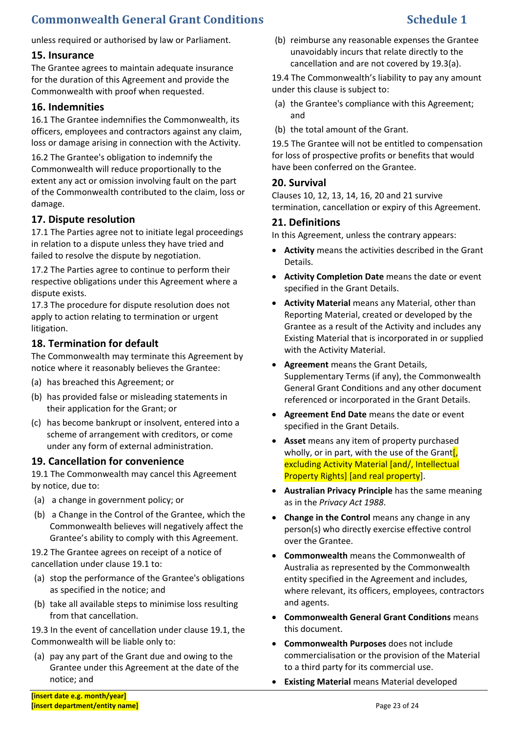unless required or authorised by law or Parliament.

## 15. Insurance

The Grantee agrees to maintain adequate insurance for the duration of this Agreement and provide the Commonwealth with proof when requested.

## 16. Indemnities

16.1 The Grantee indemnifies the Commonwealth, its officers, employees and contractors against any claim, loss or damage arising in connection with the Activity.

16.2 The Grantee's obligation to indemnify the Commonwealth will reduce proportionally to the extent any act or omission involving fault on the part of the Commonwealth contributed to the claim, loss or damage.

## 17. Dispute resolution

17.1 The Parties agree not to initiate legal proceedings in relation to a dispute unless they have tried and failed to resolve the dispute by negotiation.

17.2 The Parties agree to continue to perform their respective obligations under this Agreement where a dispute exists.

17.3 The procedure for dispute resolution does not apply to action relating to termination or urgent litigation.

## 18. Termination for default

The Commonwealth may terminate this Agreement by notice where it reasonably believes the Grantee:

(a) has breached this Agreement; or

(b) has provided false or misleading statements in their application for the Grant; or

(c) has become bankrupt or insolvent, entered into a scheme of arrangement with creditors, or come under any form of external administration.

## 19. Cancellation for convenience

19.1 The Commonwealth may cancel this Agreement by notice, due to:

(a) a change in government policy; or

(b) a Change in the Control of the Grantee, which the Commonwealth believes will negatively affect the Grantee's ability to comply with this Agreement.

19.2 The Grantee agrees on receipt of a notice of cancellation under clause 19.1 to:

(a) stop the performance of the Grantee's obligations as specified in the notice; and

(b) take all available steps to minimise loss resulting from that cancellation.

19.3 In the event of cancellation under clause 19.1, the Commonwealth will be liable only to:

(a) pay any part of the Grant due and owing to the Grantee under this Agreement at the date of the notice; and

(b) reimburse any reasonable expenses the Grantee unavoidably incurs that relate directly to the cancellation and are not covered by 19.3(a).

19.4 The Commonwealth's liability to pay any amount under this clause is subject to:

(a) the Grantee's compliance with this Agreement; and

(b) the total amount of the Grant.

19.5 The Grantee will not be entitled to compensation for loss of prospective profits or benefits that would have been conferred on the Grantee.

## 20. Survival

Clauses 10, 12, 13, 14, 16, 20 and 21 survive termination, cancellation or expiry of this Agreement.

## 21. Definitions

In this Agreement, unless the contrary appears:

- **Activity** means the activities described in the Grant Details.
- **Activity Completion Date** means the date or event specified in the Grant Details.
- **Activity Material** means any Material, other than Reporting Material, created or developed by the Grantee as a result of the Activity and includes any Existing Material that is incorporated in or supplied with the Activity Material.
- **Agreement** means the Grant Details, Supplementary Terms (if any), the Commonwealth General Grant Conditions and any other document referenced or incorporated in the Grant Details.
- **Agreement End Date** means the date or event specified in the Grant Details.
- **Asset** means any item of property purchased wholly, or in part, with the use of the Grant[, excluding Activity Material [and/, Intellectual Property Rights] [and real property]].
- **Australian Privacy Principle** has the same meaning as in the *Privacy Act 1988*.
- **Change in the Control** means any change in any person(s) who directly exercise effective control over the Grantee.
- **Commonwealth** means the Commonwealth of Australia as represented by the Commonwealth entity specified in the Agreement and includes, where relevant, its officers, employees, contractors and agents.
- **Commonwealth General Grant Conditions** means this document.
- **Commonwealth Purposes** does not include commercialisation or the provision of the Material to a third party for its commercial use.
- **Existing Material** means Material developed

**[insert date e.g. month/year]**
**[insert department/entity name]**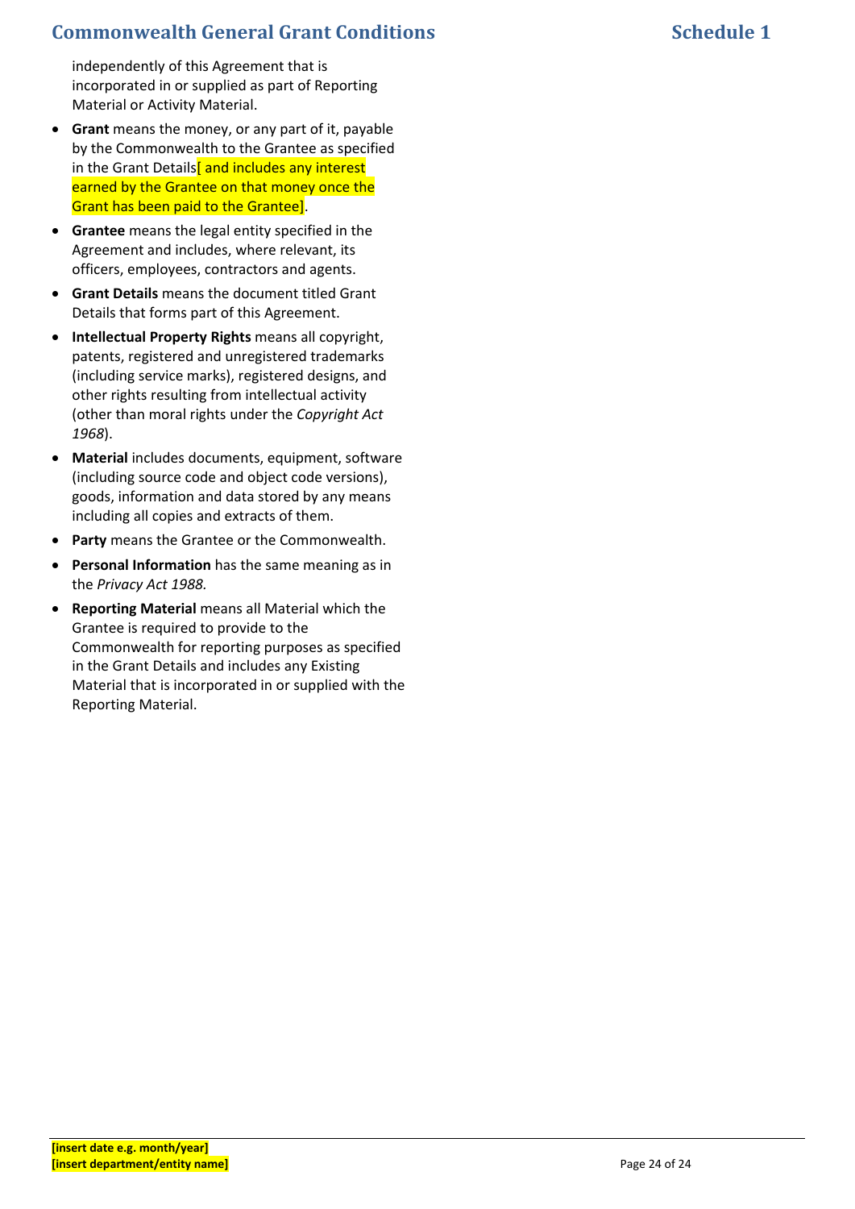independently of this Agreement that is incorporated in or supplied as part of Reporting Material or Activity Material.

- **Grant** means the money, or any part of it, payable by the Commonwealth to the Grantee as specified in the Grant Details[ and includes any interest earned by the Grantee on that money once the Grant has been paid to the Grantee].
- **Grantee** means the legal entity specified in the Agreement and includes, where relevant, its officers, employees, contractors and agents.
- **Grant Details** means the document titled Grant Details that forms part of this Agreement.
- **Intellectual Property Rights** means all copyright, patents, registered and unregistered trademarks (including service marks), registered designs, and other rights resulting from intellectual activity (other than moral rights under the *Copyright Act 1968*).
- **Material** includes documents, equipment, software (including source code and object code versions), goods, information and data stored by any means including all copies and extracts of them.
- **Party** means the Grantee or the Commonwealth.
- **Personal Information** has the same meaning as in the *Privacy Act 1988.*
- **Reporting Material** means all Material which the Grantee is required to provide to the Commonwealth for reporting purposes as specified in the Grant Details and includes any Existing Material that is incorporated in or supplied with the Reporting Material.

**[insert date e.g. month/year]**
**[insert department/entity name]**